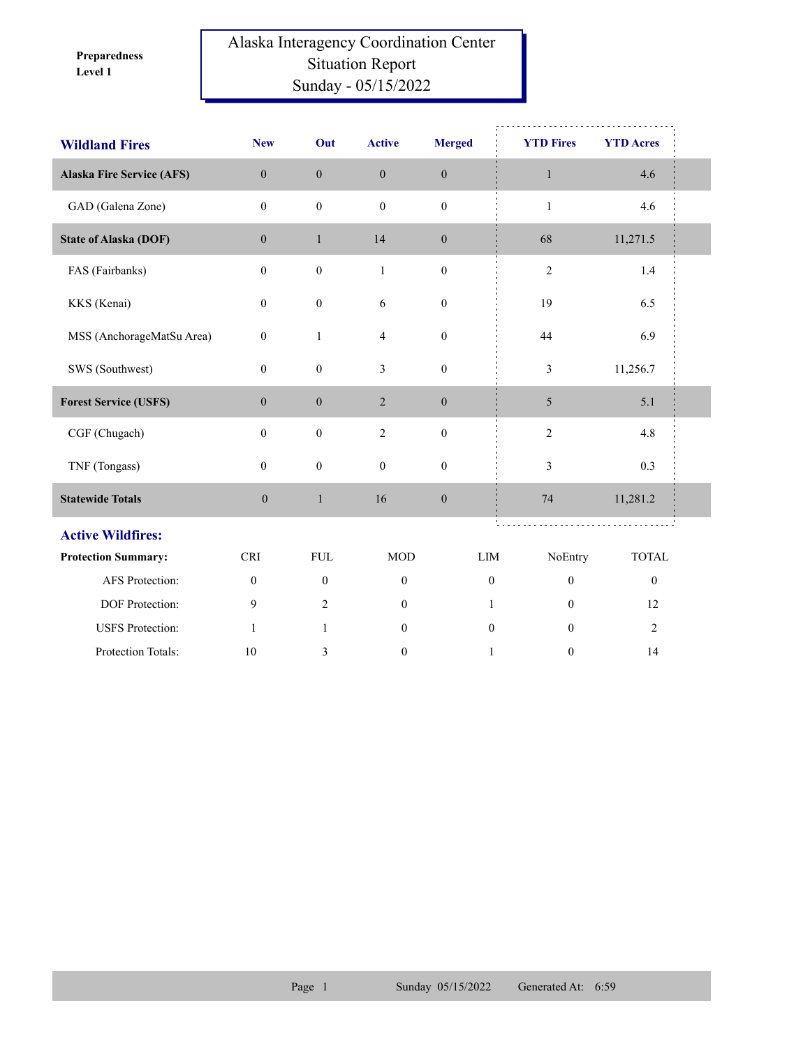**Preparedness Level 1**

# Alaska Interagency Coordination Center
## Situation Report
### Sunday - 05/15/2022

| Wildland Fires | New | Out | Active | Merged | YTD Fires | YTD Acres |
|---|---|---|---|---|---|---|
| **Alaska Fire Service (AFS)** | 0 | 0 | 0 | 0 | 1 | 4.6 |
| GAD (Galena Zone) | 0 | 0 | 0 | 0 | 1 | 4.6 |
| **State of Alaska (DOF)** | 0 | 1 | 14 | 0 | 68 | 11,271.5 |
| FAS (Fairbanks) | 0 | 0 | 1 | 0 | 2 | 1.4 |
| KKS (Kenai) | 0 | 0 | 6 | 0 | 19 | 6.5 |
| MSS (AnchorageMatSu Area) | 0 | 1 | 4 | 0 | 44 | 6.9 |
| SWS (Southwest) | 0 | 0 | 3 | 0 | 3 | 11,256.7 |
| **Forest Service (USFS)** | 0 | 0 | 2 | 0 | 5 | 5.1 |
| CGF (Chugach) | 0 | 0 | 2 | 0 | 2 | 4.8 |
| TNF (Tongass) | 0 | 0 | 0 | 0 | 3 | 0.3 |
| **Statewide Totals** | 0 | 1 | 16 | 0 | 74 | 11,281.2 |

## Active Wildfires:

| Protection Summary: | CRI | FUL | MOD | LIM | NoEntry | TOTAL |
|---|---|---|---|---|---|---|
| AFS Protection: | 0 | 0 | 0 | 0 | 0 | 0 |
| DOF Protection: | 9 | 2 | 0 | 1 | 0 | 12 |
| USFS Protection: | 1 | 1 | 0 | 0 | 0 | 2 |
| Protection Totals: | 10 | 3 | 0 | 1 | 0 | 14 |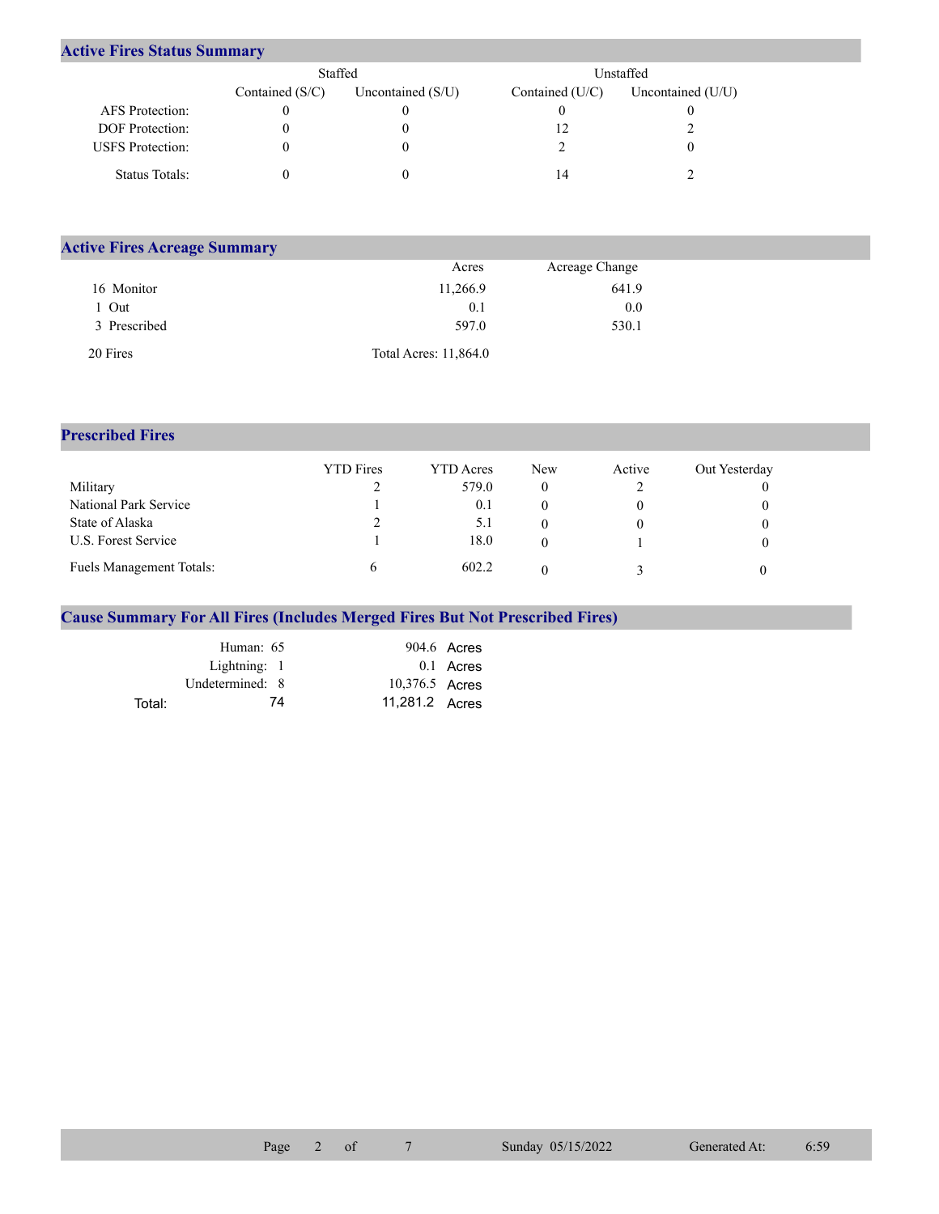## Active Fires Status Summary

| | Staffed | | Unstaffed | |
|---|---|---|---|---|
| | Contained (S/C) | Uncontained (S/U) | Contained (U/C) | Uncontained (U/U) |
| AFS Protection: | 0 | 0 | 0 | 0 |
| DOF Protection: | 0 | 0 | 12 | 2 |
| USFS Protection: | 0 | 0 | 2 | 0 |
| Status Totals: | 0 | 0 | 14 | 2 |

## Active Fires Acreage Summary

| | Acres | Acreage Change |
|---|---|---|
| 16 Monitor | 11,266.9 | 641.9 |
| 1 Out | 0.1 | 0.0 |
| 3 Prescribed | 597.0 | 530.1 |
| 20 Fires | Total Acres: 11,864.0 | |

## Prescribed Fires

| | YTD Fires | YTD Acres | New | Active | Out Yesterday |
|---|---|---|---|---|---|
| Military | 2 | 579.0 | 0 | 2 | 0 |
| National Park Service | 1 | 0.1 | 0 | 0 | 0 |
| State of Alaska | 2 | 5.1 | 0 | 0 | 0 |
| U.S. Forest Service | 1 | 18.0 | 0 | 1 | 0 |
| Fuels Management Totals: | 6 | 602.2 | 0 | 3 | 0 |

## Cause Summary For All Fires (Includes Merged Fires But Not Prescribed Fires)

| | Fires | Acres |
|---|---|---|
| Human: | 65 | 904.6 Acres |
| Lightning: | 1 | 0.1 Acres |
| Undetermined: | 8 | 10,376.5 Acres |
| Total: | 74 | 11,281.2 Acres |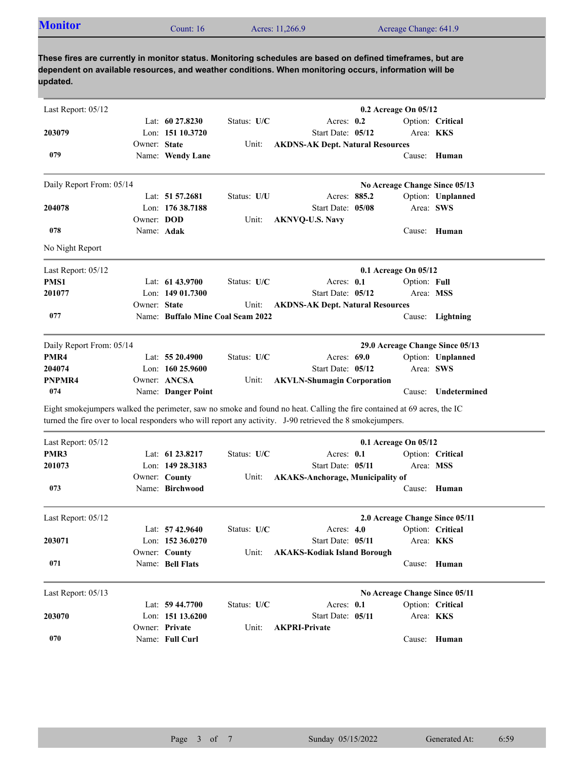## Monitor

Count: 16 | Acres: 11,266.9 | Acreage Change: 641.9

**These fires are currently in monitor status. Monitoring schedules are based on defined timeframes, but are dependent on available resources, and weather conditions. When monitoring occurs, information will be updated.**

---

Last Report: 05/12 — **0.2 Acreage On 05/12**

| | | | |
|---|---|---|---|
| **203079** | Lat: **60 27.8230** | Status: **U/C** | Acres: **0.2** | 
| | Lon: **151 10.3720** | Start Date: **05/12** | Option: **Critical** |
| **079** | Owner: **State** | Unit: **AKDNS-AK Dept. Natural Resources** | Area: **KKS** |
| | Name: **Wendy Lane** | | Cause: **Human** |

---

Daily Report From: 05/14 — **No Acreage Change Since 05/13**

| | | | |
|---|---|---|---|
| **204078** | Lat: **51 57.2681** | Status: **U/U** | Acres: **885.2** |
| | Lon: **176 38.7188** | Start Date: **05/08** | Option: **Unplanned** |
| **078** | Owner: **DOD** | Unit: **AKNVQ-U.S. Navy** | Area: **SWS** |
| | Name: **Adak** | | Cause: **Human** |

No Night Report

---

Last Report: 05/12 — **0.1 Acreage On 05/12**

| | | | |
|---|---|---|---|
| **PMS1** | Lat: **61 43.9700** | Status: **U/C** | Acres: **0.1** |
| **201077** | Lon: **149 01.7300** | Start Date: **05/12** | Option: **Full** |
| **077** | Owner: **State** | Unit: **AKDNS-AK Dept. Natural Resources** | Area: **MSS** |
| | Name: **Buffalo Mine Coal Seam 2022** | | Cause: **Lightning** |

---

Daily Report From: 05/14 — **29.0 Acreage Change Since 05/13**

| | | | |
|---|---|---|---|
| **PMR4** | Lat: **55 20.4900** | Status: **U/C** | Acres: **69.0** |
| **204074** | Lon: **160 25.9600** | Start Date: **05/12** | Option: **Unplanned** |
| **PNPMR4** | Owner: **ANCSA** | Unit: **AKVLN-Shumagin Corporation** | Area: **SWS** |
| **074** | Name: **Danger Point** | | Cause: **Undetermined** |

Eight smokejumpers walked the perimeter, saw no smoke and found no heat. Calling the fire contained at 69 acres, the IC turned the fire over to local responders who will report any activity. J-90 retrieved the 8 smokejumpers.

---

Last Report: 05/12 — **0.1 Acreage On 05/12**

| | | | |
|---|---|---|---|
| **PMR3** | Lat: **61 23.8217** | Status: **U/C** | Acres: **0.1** |
| **201073** | Lon: **149 28.3183** | Start Date: **05/11** | Option: **Critical** |
| **073** | Owner: **County** | Unit: **AKAKS-Anchorage, Municipality of** | Area: **MSS** |
| | Name: **Birchwood** | | Cause: **Human** |

---

Last Report: 05/12 — **2.0 Acreage Change Since 05/11**

| | | | |
|---|---|---|---|
| **203071** | Lat: **57 42.9640** | Status: **U/C** | Acres: **4.0** |
| | Lon: **152 36.0270** | Start Date: **05/11** | Option: **Critical** |
| **071** | Owner: **County** | Unit: **AKAKS-Kodiak Island Borough** | Area: **KKS** |
| | Name: **Bell Flats** | | Cause: **Human** |

---

Last Report: 05/13 — **No Acreage Change Since 05/11**

| | | | |
|---|---|---|---|
| **203070** | Lat: **59 44.7700** | Status: **U/C** | Acres: **0.1** |
| | Lon: **151 13.6200** | Start Date: **05/11** | Option: **Critical** |
| **070** | Owner: **Private** | Unit: **AKPRI-Private** | Area: **KKS** |
| | Name: **Full Curl** | | Cause: **Human** |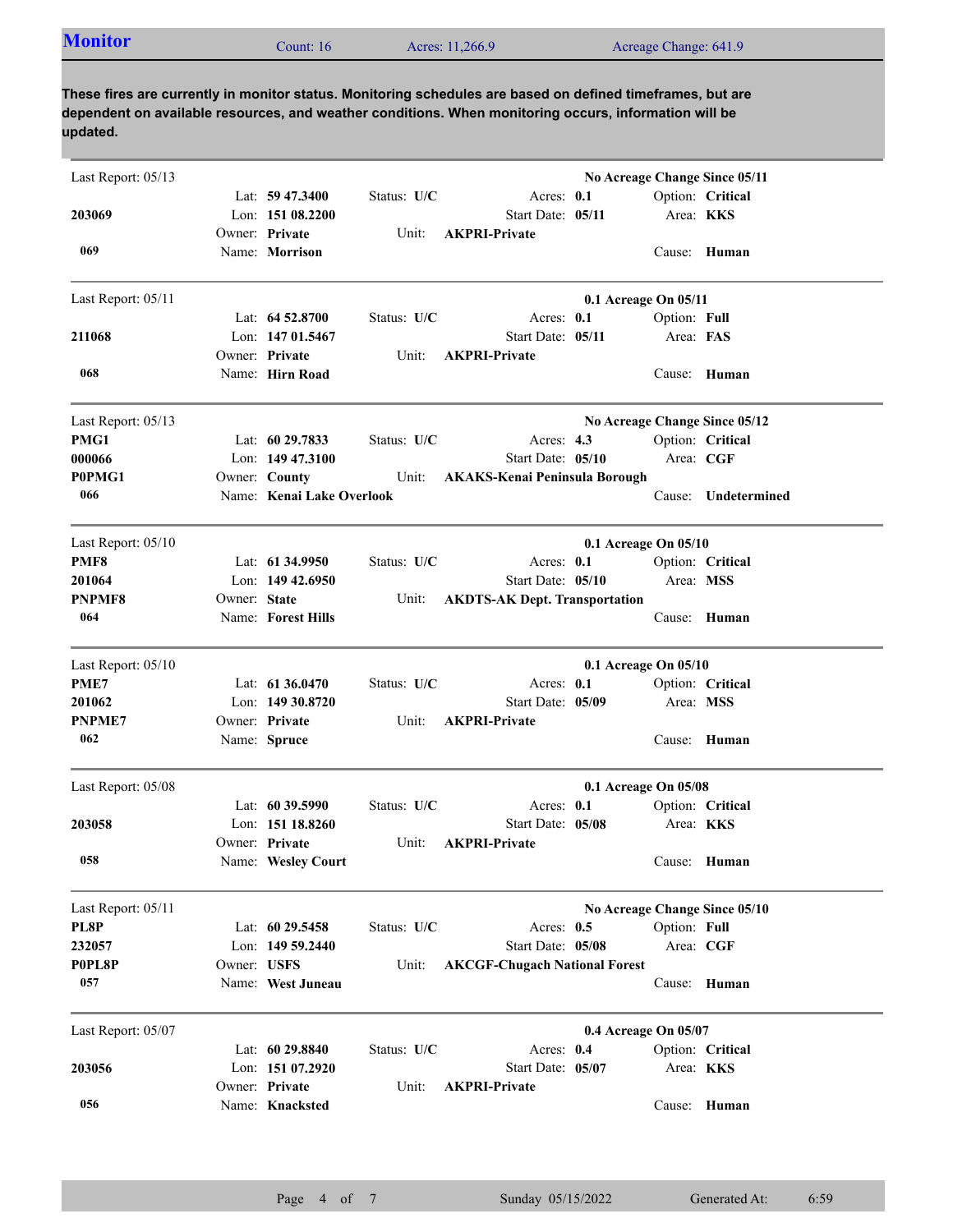## Monitor

Count: 16 | Acres: 11,266.9 | Acreage Change: 641.9

**These fires are currently in monitor status. Monitoring schedules are based on defined timeframes, but are dependent on available resources, and weather conditions. When monitoring occurs, information will be updated.**

---

Last Report: 05/13 — **No Acreage Change Since 05/11**

**203069**
**069**

Lat: **59 47.3400** | Status: **U/C** | Acres: **0.1** | Option: **Critical**
Lon: **151 08.2200** | Start Date: **05/11** | Area: **KKS**
Owner: **Private** | Unit: **AKPRI-Private**
Name: **Morrison** | Cause: **Human**

---

Last Report: 05/11 — **0.1 Acreage On 05/11**

**211068**
**068**

Lat: **64 52.8700** | Status: **U/C** | Acres: **0.1** | Option: **Full**
Lon: **147 01.5467** | Start Date: **05/11** | Area: **FAS**
Owner: **Private** | Unit: **AKPRI-Private**
Name: **Hirn Road** | Cause: **Human**

---

Last Report: 05/13 — **No Acreage Change Since 05/12**

**PMG1**
**000066**
**P0PMG1**
**066**

Lat: **60 29.7833** | Status: **U/C** | Acres: **4.3** | Option: **Critical**
Lon: **149 47.3100** | Start Date: **05/10** | Area: **CGF**
Owner: **County** | Unit: **AKAKS-Kenai Peninsula Borough**
Name: **Kenai Lake Overlook** | Cause: **Undetermined**

---

Last Report: 05/10 — **0.1 Acreage On 05/10**

**PMF8**
**201064**
**PNPMF8**
**064**

Lat: **61 34.9950** | Status: **U/C** | Acres: **0.1** | Option: **Critical**
Lon: **149 42.6950** | Start Date: **05/10** | Area: **MSS**
Owner: **State** | Unit: **AKDTS-AK Dept. Transportation**
Name: **Forest Hills** | Cause: **Human**

---

Last Report: 05/10 — **0.1 Acreage On 05/10**

**PME7**
**201062**
**PNPME7**
**062**

Lat: **61 36.0470** | Status: **U/C** | Acres: **0.1** | Option: **Critical**
Lon: **149 30.8720** | Start Date: **05/09** | Area: **MSS**
Owner: **Private** | Unit: **AKPRI-Private**
Name: **Spruce** | Cause: **Human**

---

Last Report: 05/08 — **0.1 Acreage On 05/08**

**203058**
**058**

Lat: **60 39.5990** | Status: **U/C** | Acres: **0.1** | Option: **Critical**
Lon: **151 18.8260** | Start Date: **05/08** | Area: **KKS**
Owner: **Private** | Unit: **AKPRI-Private**
Name: **Wesley Court** | Cause: **Human**

---

Last Report: 05/11 — **No Acreage Change Since 05/10**

**PL8P**
**232057**
**P0PL8P**
**057**

Lat: **60 29.5458** | Status: **U/C** | Acres: **0.5** | Option: **Full**
Lon: **149 59.2440** | Start Date: **05/08** | Area: **CGF**
Owner: **USFS** | Unit: **AKCGF-Chugach National Forest**
Name: **West Juneau** | Cause: **Human**

---

Last Report: 05/07 — **0.4 Acreage On 05/07**

**203056**
**056**

Lat: **60 29.8840** | Status: **U/C** | Acres: **0.4** | Option: **Critical**
Lon: **151 07.2920** | Start Date: **05/07** | Area: **KKS**
Owner: **Private** | Unit: **AKPRI-Private**
Name: **Knacksted** | Cause: **Human**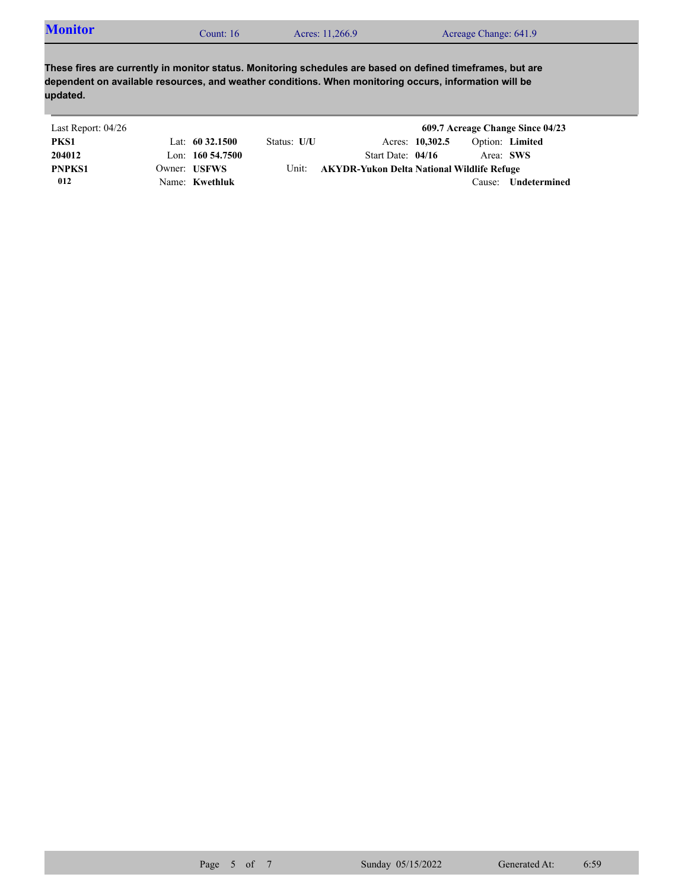## Monitor

Count: 16 | Acres: 11,266.9 | Acreage Change: 641.9

**These fires are currently in monitor status. Monitoring schedules are based on defined timeframes, but are dependent on available resources, and weather conditions. When monitoring occurs, information will be updated.**

Last Report: 04/26 | **609.7 Acreage Change Since 04/23**

| | | | | | |
|---|---|---|---|---|---|
| **PKS1** | Lat: **60 32.1500** | Status: **U/U** | Acres: **10,302.5** | Option: **Limited** | |
| **204012** | Lon: **160 54.7500** | | Start Date: **04/16** | Area: **SWS** | |
| **PNPKS1** | Owner: **USFWS** | Unit: **AKYDR-Yukon Delta National Wildlife Refuge** | | | |
| **012** | Name: **Kwethluk** | | | Cause: **Undetermined** | |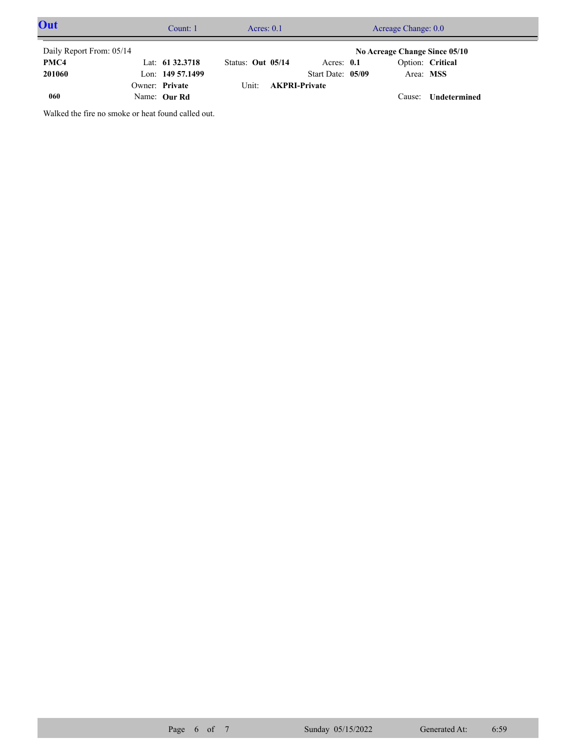## Out

Count: 1 | Acres: 0.1 | Acreage Change: 0.0

Daily Report From: 05/14 | **No Acreage Change Since 05/10**

| | | | | | |
|---|---|---|---|---|---|
| **PMC4** | Lat: **61 32.3718** | Status: **Out 05/14** | Acres: **0.1** | Option: **Critical** | |
| **201060** | Lon: **149 57.1499** | | Start Date: **05/09** | Area: **MSS** | |
| | Owner: **Private** | Unit: **AKPRI-Private** | | | |
| **060** | Name: **Our Rd** | | | Cause: **Undetermined** | |

Walked the fire no smoke or heat found called out.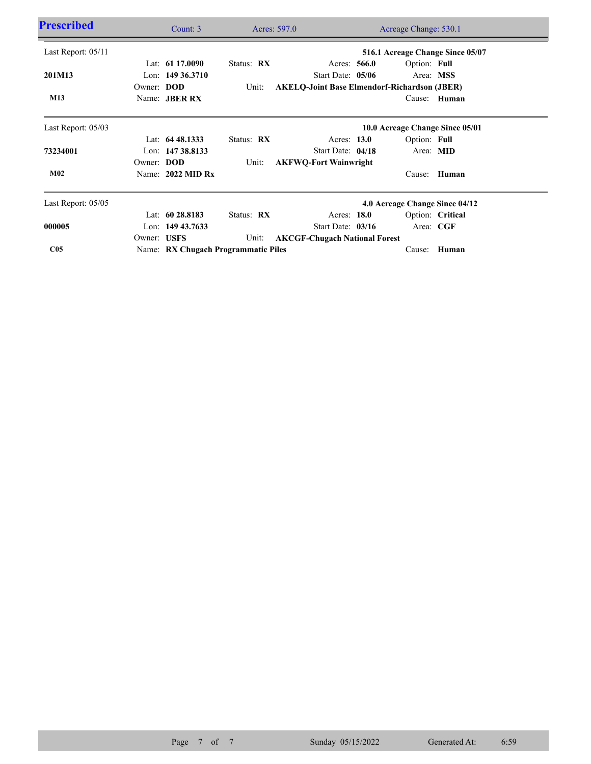## Prescribed

Count: 3 | Acres: 597.0 | Acreage Change: 530.1

---

Last Report: 05/11 — **516.1 Acreage Change Since 05/07**

**201M13**
**M13**

Lat: **61 17.0090**
Lon: **149 36.3710**
Owner: **DOD**
Name: **JBER RX**

Status: **RX**
Acres: **566.0**
Start Date: **05/06**
Unit: **AKELQ-Joint Base Elmendorf-Richardson (JBER)**

Option: **Full**
Area: **MSS**
Cause: **Human**

---

Last Report: 05/03 — **10.0 Acreage Change Since 05/01**

**73234001**
**M02**

Lat: **64 48.1333**
Lon: **147 38.8133**
Owner: **DOD**
Name: **2022 MID Rx**

Status: **RX**
Acres: **13.0**
Start Date: **04/18**
Unit: **AKFWQ-Fort Wainwright**

Option: **Full**
Area: **MID**
Cause: **Human**

---

Last Report: 05/05 — **4.0 Acreage Change Since 04/12**

**000005**
**C05**

Lat: **60 28.8183**
Lon: **149 43.7633**
Owner: **USFS**
Name: **RX Chugach Programmatic Piles**

Status: **RX**
Acres: **18.0**
Start Date: **03/16**
Unit: **AKCGF-Chugach National Forest**

Option: **Critical**
Area: **CGF**
Cause: **Human**